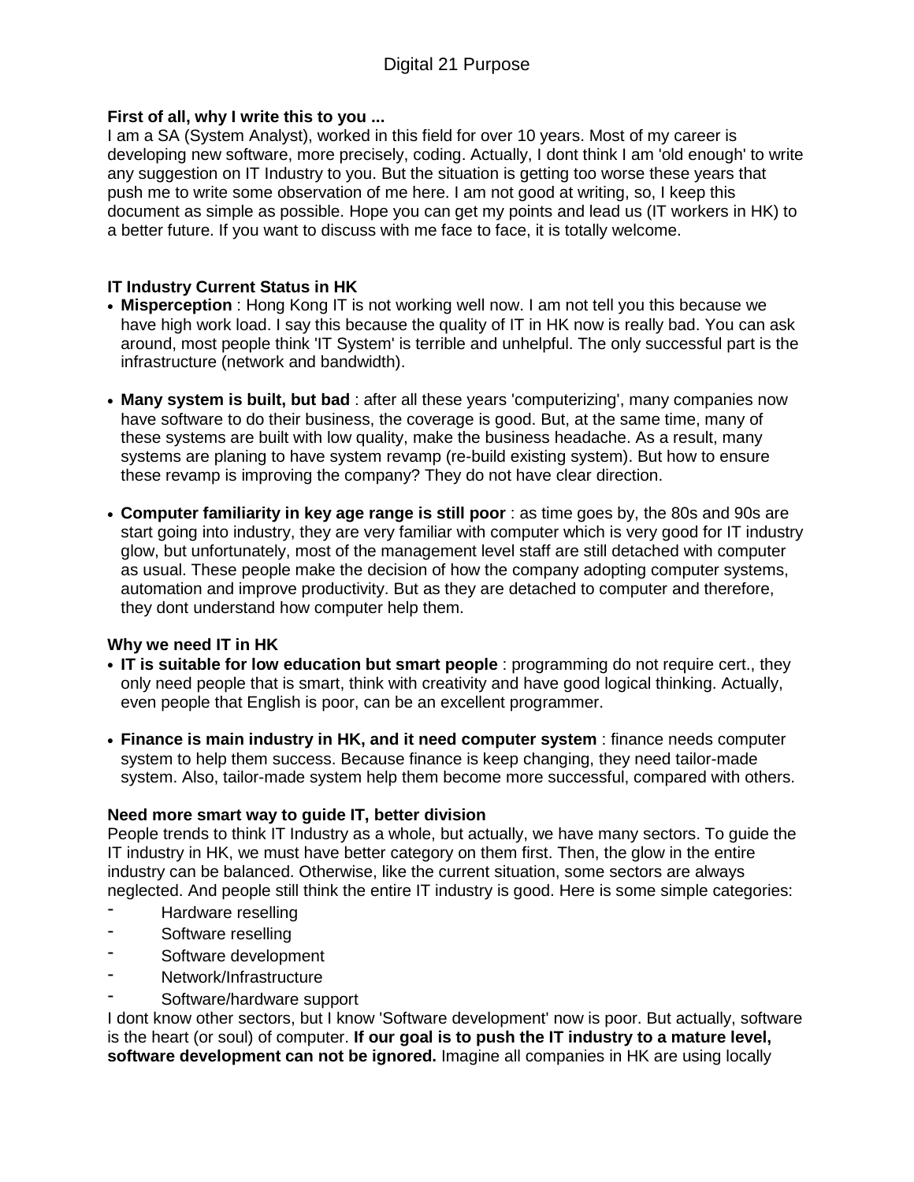# Digital 21 Purpose

**First of all, why I write this to you ...**
I am a SA (System Analyst), worked in this field for over 10 years. Most of my career is developing new software, more precisely, coding. Actually, I dont think I am 'old enough' to write any suggestion on IT Industry to you. But the situation is getting too worse these years that push me to write some observation of me here. I am not good at writing, so, I keep this document as simple as possible. Hope you can get my points and lead us (IT workers in HK) to a better future. If you want to discuss with me face to face, it is totally welcome.

**IT Industry Current Status in HK**

- **Misperception** : Hong Kong IT is not working well now. I am not tell you this because we have high work load. I say this because the quality of IT in HK now is really bad. You can ask around, most people think 'IT System' is terrible and unhelpful. The only successful part is the infrastructure (network and bandwidth).

- **Many system is built, but bad** : after all these years 'computerizing', many companies now have software to do their business, the coverage is good. But, at the same time, many of these systems are built with low quality, make the business headache. As a result, many systems are planing to have system revamp (re-build existing system). But how to ensure these revamp is improving the company? They do not have clear direction.

- **Computer familiarity in key age range is still poor** : as time goes by, the 80s and 90s are start going into industry, they are very familiar with computer which is very good for IT industry glow, but unfortunately, most of the management level staff are still detached with computer as usual. These people make the decision of how the company adopting computer systems, automation and improve productivity. But as they are detached to computer and therefore, they dont understand how computer help them.

**Why we need IT in HK**

- **IT is suitable for low education but smart people** : programming do not require cert., they only need people that is smart, think with creativity and have good logical thinking. Actually, even people that English is poor, can be an excellent programmer.

- **Finance is main industry in HK, and it need computer system** : finance needs computer system to help them success. Because finance is keep changing, they need tailor-made system. Also, tailor-made system help them become more successful, compared with others.

**Need more smart way to guide IT, better division**
People trends to think IT Industry as a whole, but actually, we have many sectors. To guide the IT industry in HK, we must have better category on them first. Then, the glow in the entire industry can be balanced. Otherwise, like the current situation, some sectors are always neglected. And people still think the entire IT industry is good. Here is some simple categories:

- Hardware reselling
- Software reselling
- Software development
- Network/Infrastructure
- Software/hardware support

I dont know other sectors, but I know 'Software development' now is poor. But actually, software is the heart (or soul) of computer. **If our goal is to push the IT industry to a mature level, software development can not be ignored.** Imagine all companies in HK are using locally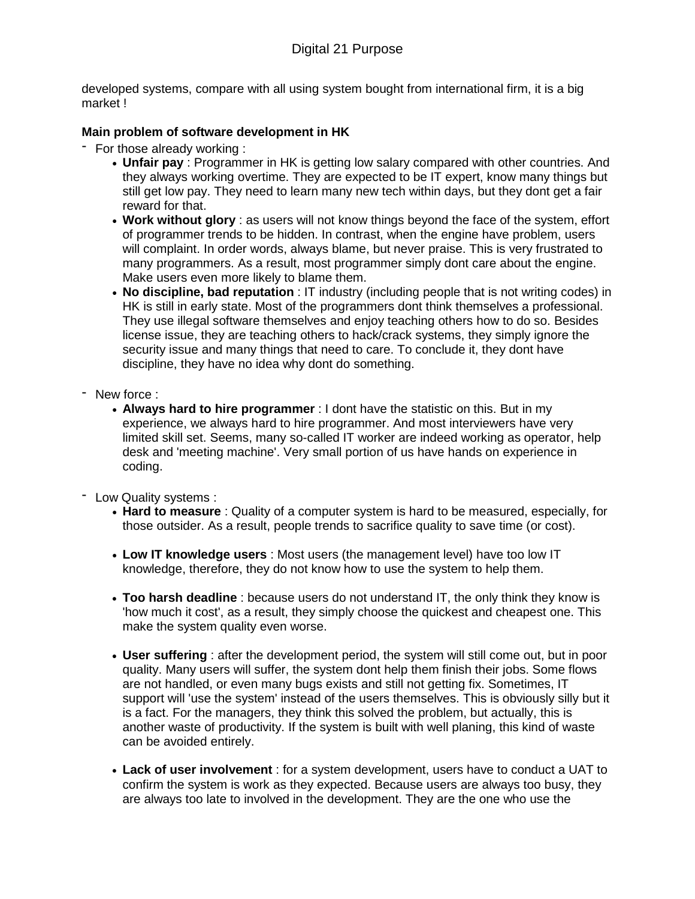developed systems, compare with all using system bought from international firm, it is a big market !

**Main problem of software development in HK**

- For those already working :
    - **Unfair pay** : Programmer in HK is getting low salary compared with other countries. And they always working overtime. They are expected to be IT expert, know many things but still get low pay. They need to learn many new tech within days, but they dont get a fair reward for that.
    - **Work without glory** : as users will not know things beyond the face of the system, effort of programmer trends to be hidden. In contrast, when the engine have problem, users will complaint. In order words, always blame, but never praise. This is very frustrated to many programmers. As a result, most programmer simply dont care about the engine. Make users even more likely to blame them.
    - **No discipline, bad reputation** : IT industry (including people that is not writing codes) in HK is still in early state. Most of the programmers dont think themselves a professional. They use illegal software themselves and enjoy teaching others how to do so. Besides license issue, they are teaching others to hack/crack systems, they simply ignore the security issue and many things that need to care. To conclude it, they dont have discipline, they have no idea why dont do something.

- New force :
    - **Always hard to hire programmer** : I dont have the statistic on this. But in my experience, we always hard to hire programmer. And most interviewers have very limited skill set. Seems, many so-called IT worker are indeed working as operator, help desk and 'meeting machine'. Very small portion of us have hands on experience in coding.

- Low Quality systems :
    - **Hard to measure** : Quality of a computer system is hard to be measured, especially, for those outsider. As a result, people trends to sacrifice quality to save time (or cost).
    - **Low IT knowledge users** : Most users (the management level) have too low IT knowledge, therefore, they do not know how to use the system to help them.
    - **Too harsh deadline** : because users do not understand IT, the only think they know is 'how much it cost', as a result, they simply choose the quickest and cheapest one. This make the system quality even worse.
    - **User suffering** : after the development period, the system will still come out, but in poor quality. Many users will suffer, the system dont help them finish their jobs. Some flows are not handled, or even many bugs exists and still not getting fix. Sometimes, IT support will 'use the system' instead of the users themselves. This is obviously silly but it is a fact. For the managers, they think this solved the problem, but actually, this is another waste of productivity. If the system is built with well planing, this kind of waste can be avoided entirely.
    - **Lack of user involvement** : for a system development, users have to conduct a UAT to confirm the system is work as they expected. Because users are always too busy, they are always too late to involved in the development. They are the one who use the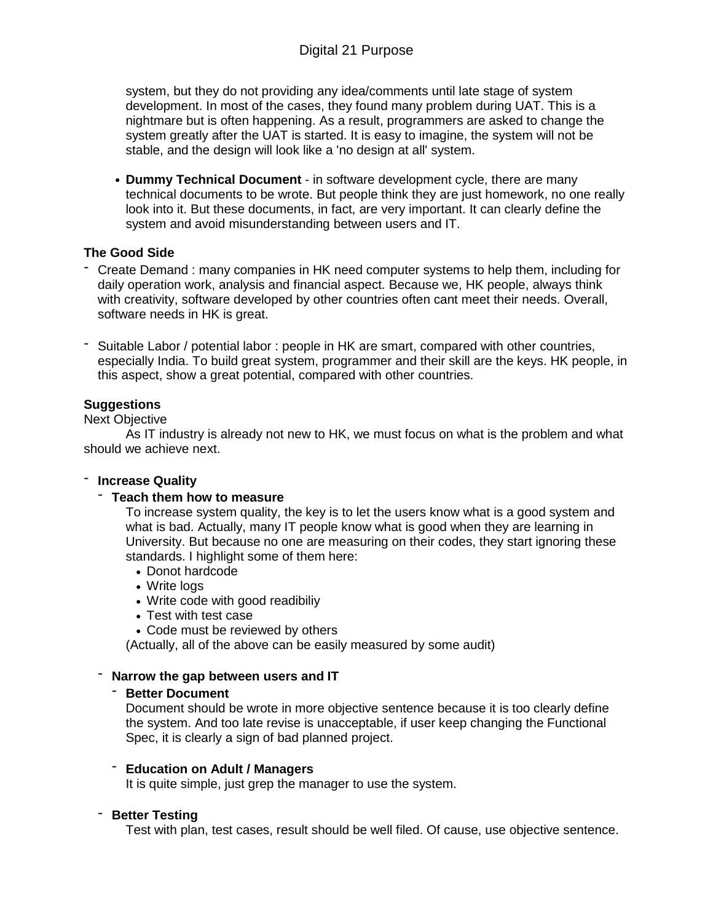system, but they do not providing any idea/comments until late stage of system development. In most of the cases, they found many problem during UAT. This is a nightmare but is often happening. As a result, programmers are asked to change the system greatly after the UAT is started. It is easy to imagine, the system will not be stable, and the design will look like a 'no design at all' system.

- **Dummy Technical Document** - in software development cycle, there are many technical documents to be wrote. But people think they are just homework, no one really look into it. But these documents, in fact, are very important. It can clearly define the system and avoid misunderstanding between users and IT.

**The Good Side**

- Create Demand : many companies in HK need computer systems to help them, including for daily operation work, analysis and financial aspect. Because we, HK people, always think with creativity, software developed by other countries often cant meet their needs. Overall, software needs in HK is great.

- Suitable Labor / potential labor : people in HK are smart, compared with other countries, especially India. To build great system, programmer and their skill are the keys. HK people, in this aspect, show a great potential, compared with other countries.

**Suggestions**

Next Objective

As IT industry is already not new to HK, we must focus on what is the problem and what should we achieve next.

- **Increase Quality**
  - **Teach them how to measure**

    To increase system quality, the key is to let the users know what is a good system and what is bad. Actually, many IT people know what is good when they are learning in University. But because no one are measuring on their codes, they start ignoring these standards. I highlight some of them here:
    - Donot hardcode
    - Write logs
    - Write code with good readibiliy
    - Test with test case
    - Code must be reviewed by others

    (Actually, all of the above can be easily measured by some audit)

  - **Narrow the gap between users and IT**
    - **Better Document**

      Document should be wrote in more objective sentence because it is too clearly define the system. And too late revise is unacceptable, if user keep changing the Functional Spec, it is clearly a sign of bad planned project.

    - **Education on Adult / Managers**

      It is quite simple, just grep the manager to use the system.

  - **Better Testing**

    Test with plan, test cases, result should be well filed. Of cause, use objective sentence.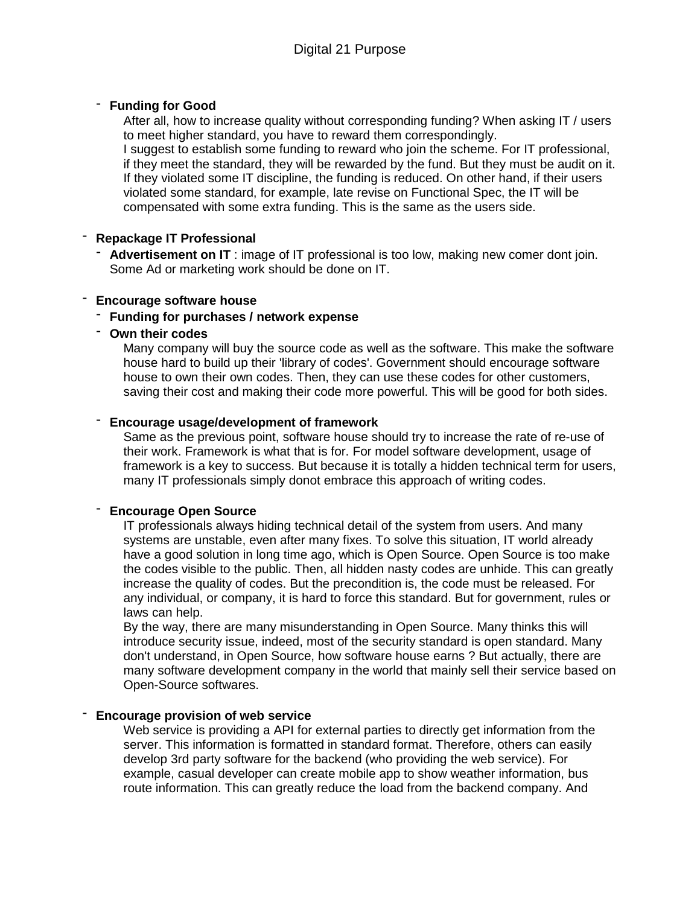- **Funding for Good**

  After all, how to increase quality without corresponding funding? When asking IT / users to meet higher standard, you have to reward them correspondingly.
  I suggest to establish some funding to reward who join the scheme. For IT professional, if they meet the standard, they will be rewarded by the fund. But they must be audit on it. If they violated some IT discipline, the funding is reduced. On other hand, if their users violated some standard, for example, late revise on Functional Spec, the IT will be compensated with some extra funding. This is the same as the users side.

- **Repackage IT Professional**
  - **Advertisement on IT** : image of IT professional is too low, making new comer dont join. Some Ad or marketing work should be done on IT.

- **Encourage software house**
  - **Funding for purchases / network expense**
  - **Own their codes**

    Many company will buy the source code as well as the software. This make the software house hard to build up their 'library of codes'. Government should encourage software house to own their own codes. Then, they can use these codes for other customers, saving their cost and making their code more powerful. This will be good for both sides.

  - **Encourage usage/development of framework**

    Same as the previous point, software house should try to increase the rate of re-use of their work. Framework is what that is for. For model software development, usage of framework is a key to success. But because it is totally a hidden technical term for users, many IT professionals simply donot embrace this approach of writing codes.

  - **Encourage Open Source**

    IT professionals always hiding technical detail of the system from users. And many systems are unstable, even after many fixes. To solve this situation, IT world already have a good solution in long time ago, which is Open Source. Open Source is too make the codes visible to the public. Then, all hidden nasty codes are unhide. This can greatly increase the quality of codes. But the precondition is, the code must be released. For any individual, or company, it is hard to force this standard. But for government, rules or laws can help.
    By the way, there are many misunderstanding in Open Source. Many thinks this will introduce security issue, indeed, most of the security standard is open standard. Many don't understand, in Open Source, how software house earns ? But actually, there are many software development company in the world that mainly sell their service based on Open-Source softwares.

- **Encourage provision of web service**

  Web service is providing a API for external parties to directly get information from the server. This information is formatted in standard format. Therefore, others can easily develop 3rd party software for the backend (who providing the web service). For example, casual developer can create mobile app to show weather information, bus route information. This can greatly reduce the load from the backend company. And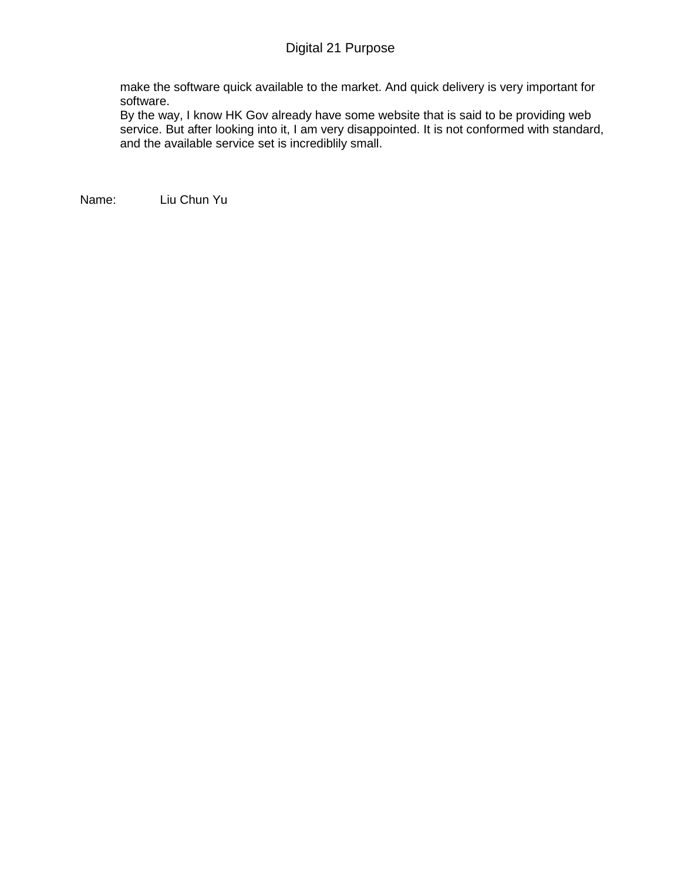make the software quick available to the market. And quick delivery is very important for software.
By the way, I know HK Gov already have some website that is said to be providing web service. But after looking into it, I am very disappointed. It is not conformed with standard, and the available service set is incrediblily small.

Name: Liu Chun Yu